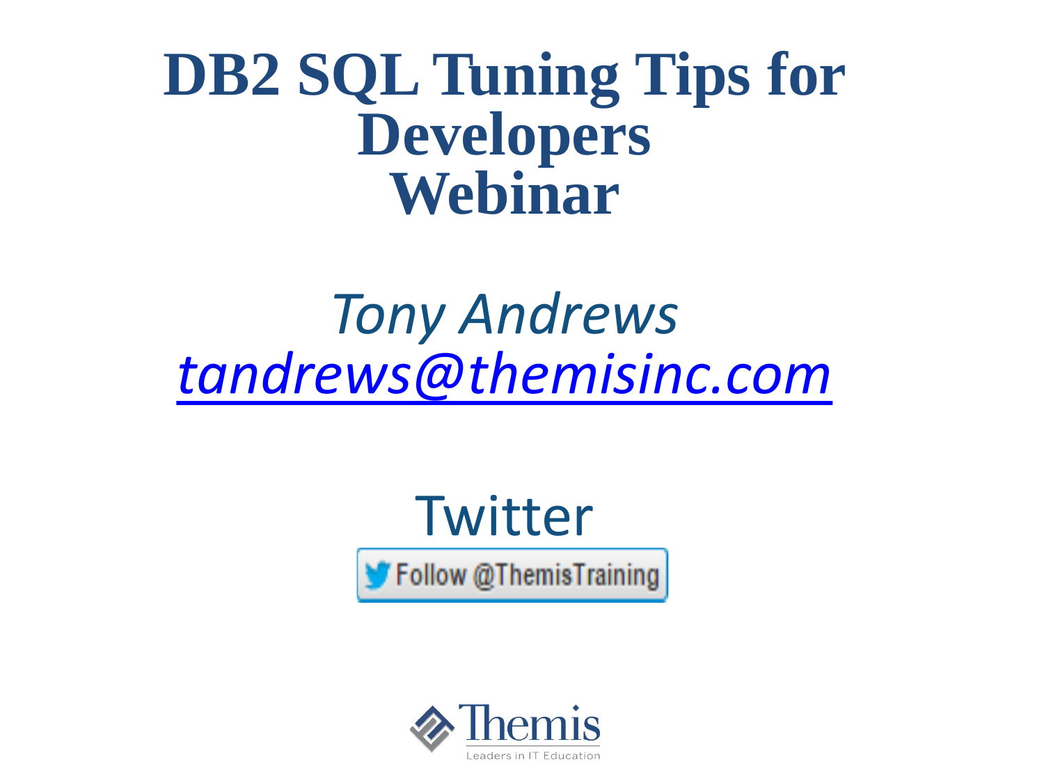# DB2 SQL Tuning Tips for Developers Webinar

*Tony Andrews*

*tandrews@themisinc.com*

Twitter

Follow @ThemisTraining

Themis

Leaders in IT Education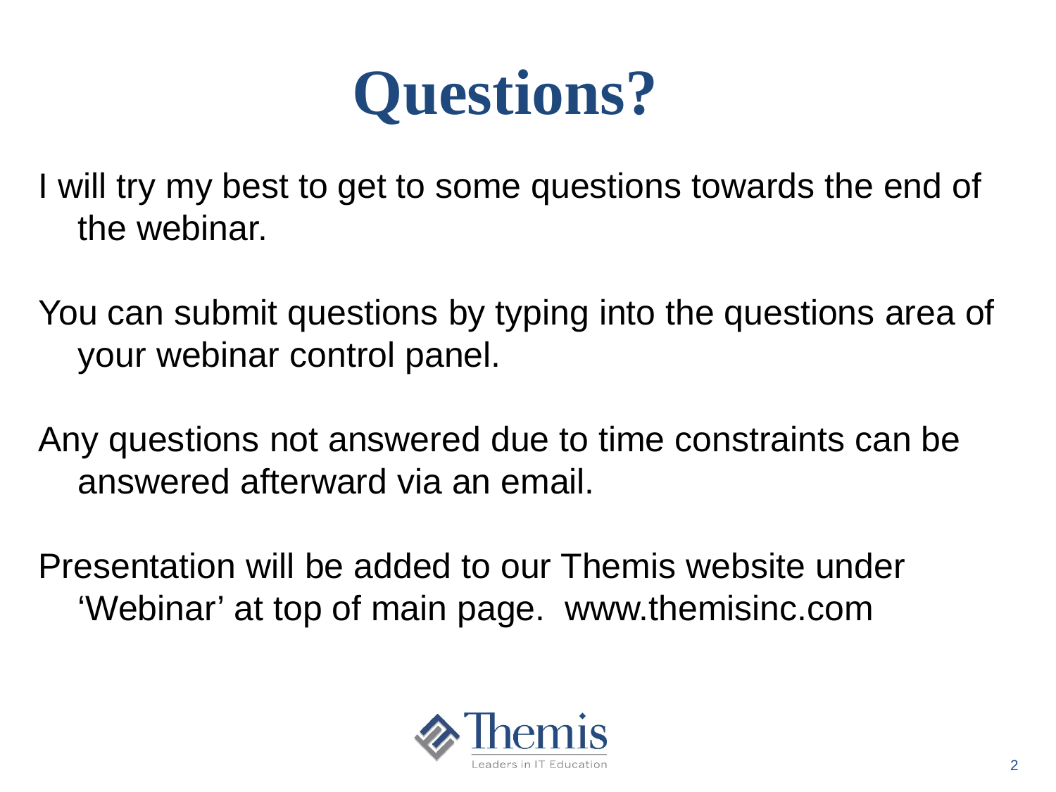# Questions?

I will try my best to get to some questions towards the end of the webinar.

You can submit questions by typing into the questions area of your webinar control panel.

Any questions not answered due to time constraints can be answered afterward via an email.

Presentation will be added to our Themis website under 'Webinar' at top of main page. www.themisinc.com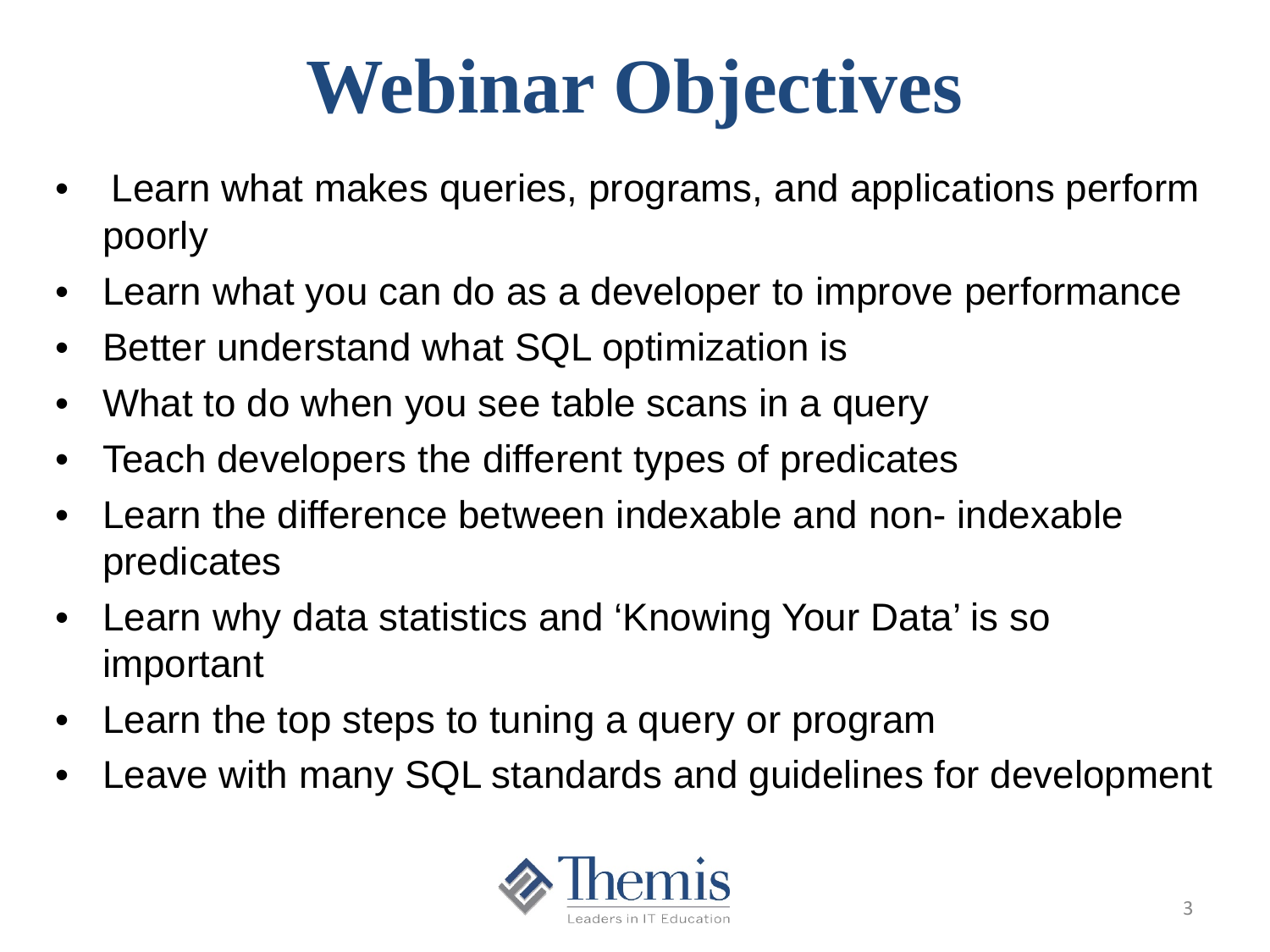# Webinar Objectives

- Learn what makes queries, programs, and applications perform poorly
- Learn what you can do as a developer to improve performance
- Better understand what SQL optimization is
- What to do when you see table scans in a query
- Teach developers the different types of predicates
- Learn the difference between indexable and non- indexable predicates
- Learn why data statistics and 'Knowing Your Data' is so important
- Learn the top steps to tuning a query or program
- Leave with many SQL standards and guidelines for development

Themis
Leaders in IT Education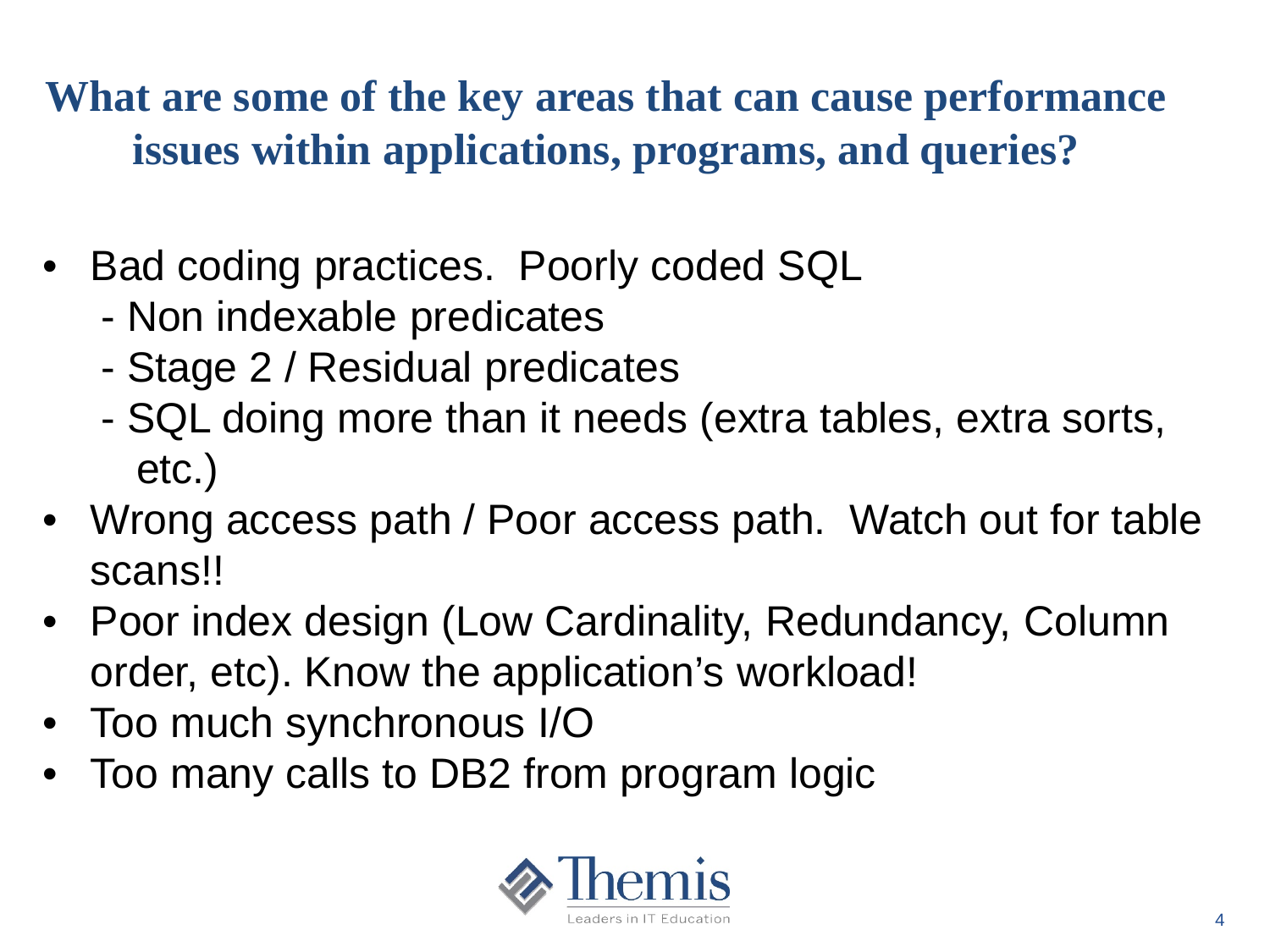# What are some of the key areas that can cause performance issues within applications, programs, and queries?

- Bad coding practices. Poorly coded SQL
  - Non indexable predicates
  - Stage 2 / Residual predicates
  - SQL doing more than it needs (extra tables, extra sorts, etc.)
- Wrong access path / Poor access path. Watch out for table scans!!
- Poor index design (Low Cardinality, Redundancy, Column order, etc). Know the application's workload!
- Too much synchronous I/O
- Too many calls to DB2 from program logic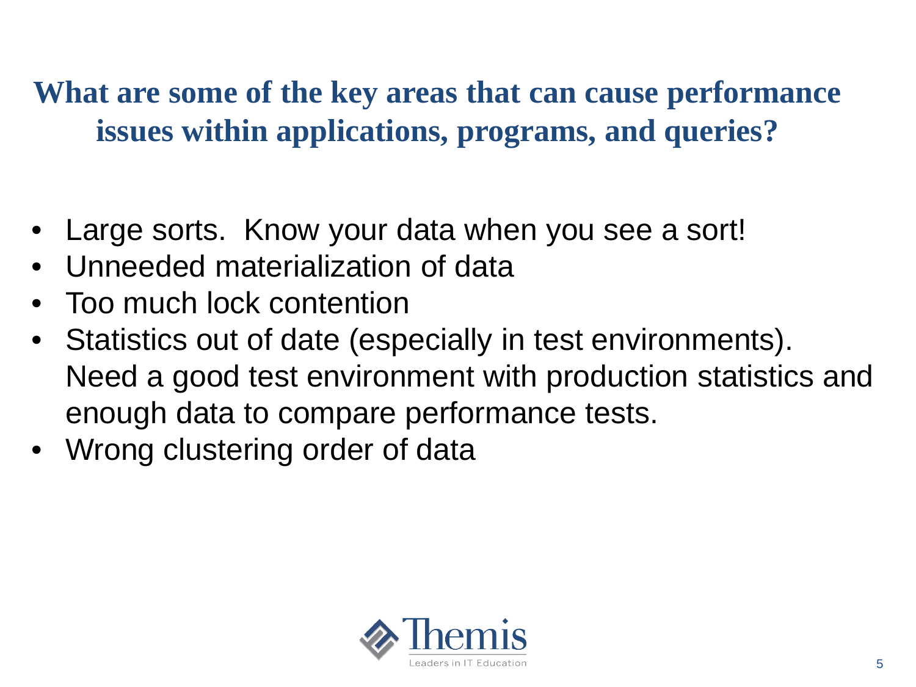## What are some of the key areas that can cause performance issues within applications, programs, and queries?

- Large sorts. Know your data when you see a sort!
- Unneeded materialization of data
- Too much lock contention
- Statistics out of date (especially in test environments). Need a good test environment with production statistics and enough data to compare performance tests.
- Wrong clustering order of data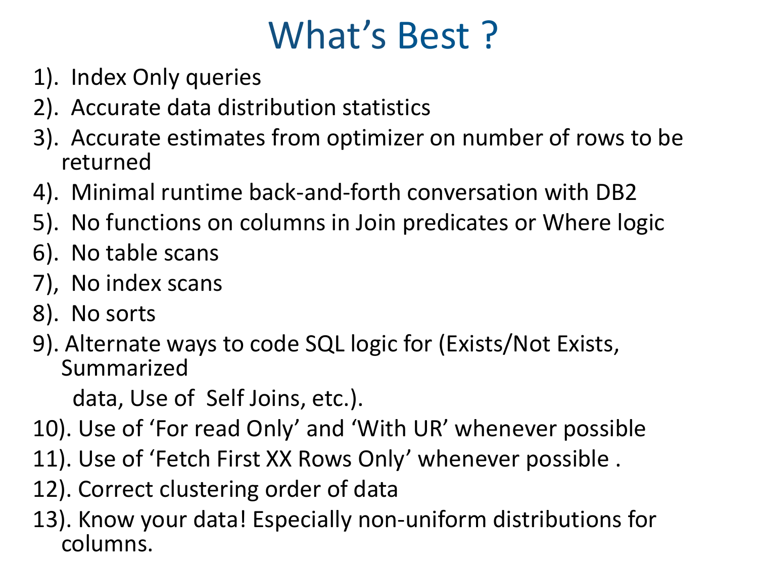# What's Best ?

1). Index Only queries

2). Accurate data distribution statistics

3). Accurate estimates from optimizer on number of rows to be returned

4). Minimal runtime back-and-forth conversation with DB2

5). No functions on columns in Join predicates or Where logic

6). No table scans

7), No index scans

8). No sorts

9). Alternate ways to code SQL logic for (Exists/Not Exists, Summarized data, Use of Self Joins, etc.).

10). Use of 'For read Only' and 'With UR' whenever possible

11). Use of 'Fetch First XX Rows Only' whenever possible .

12). Correct clustering order of data

13). Know your data! Especially non-uniform distributions for columns.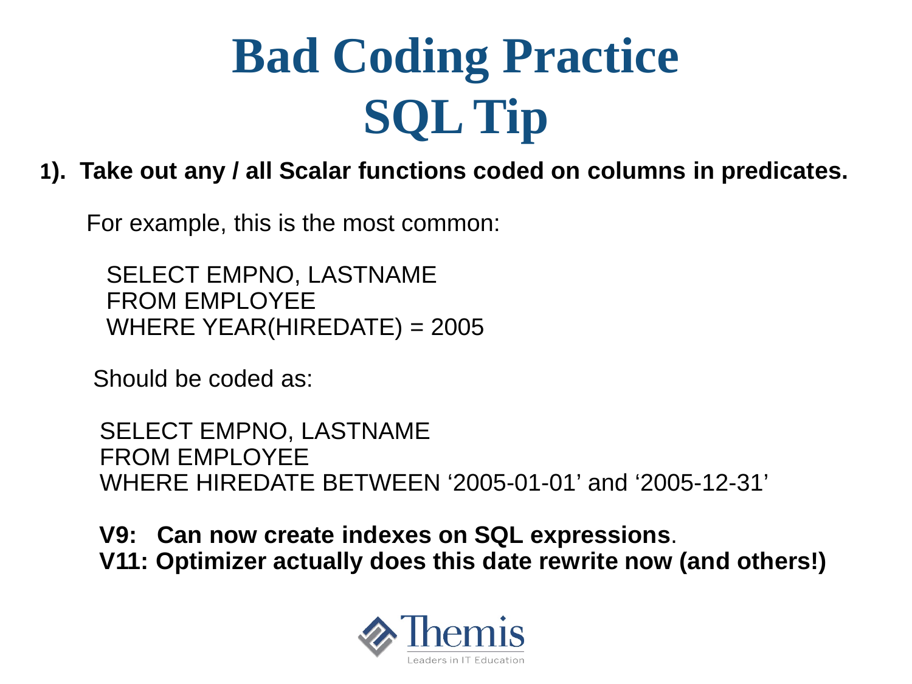# Bad Coding Practice
# SQL Tip

**1). Take out any / all Scalar functions coded on columns in predicates.**

For example, this is the most common:

```
SELECT EMPNO, LASTNAME
FROM EMPLOYEE
WHERE YEAR(HIREDATE) = 2005
```

Should be coded as:

```
SELECT EMPNO, LASTNAME
FROM EMPLOYEE
WHERE HIREDATE BETWEEN '2005-01-01' and '2005-12-31'
```

**V9: Can now create indexes on SQL expressions**.
**V11: Optimizer actually does this date rewrite now (and others!)**

Themis
Leaders in IT Education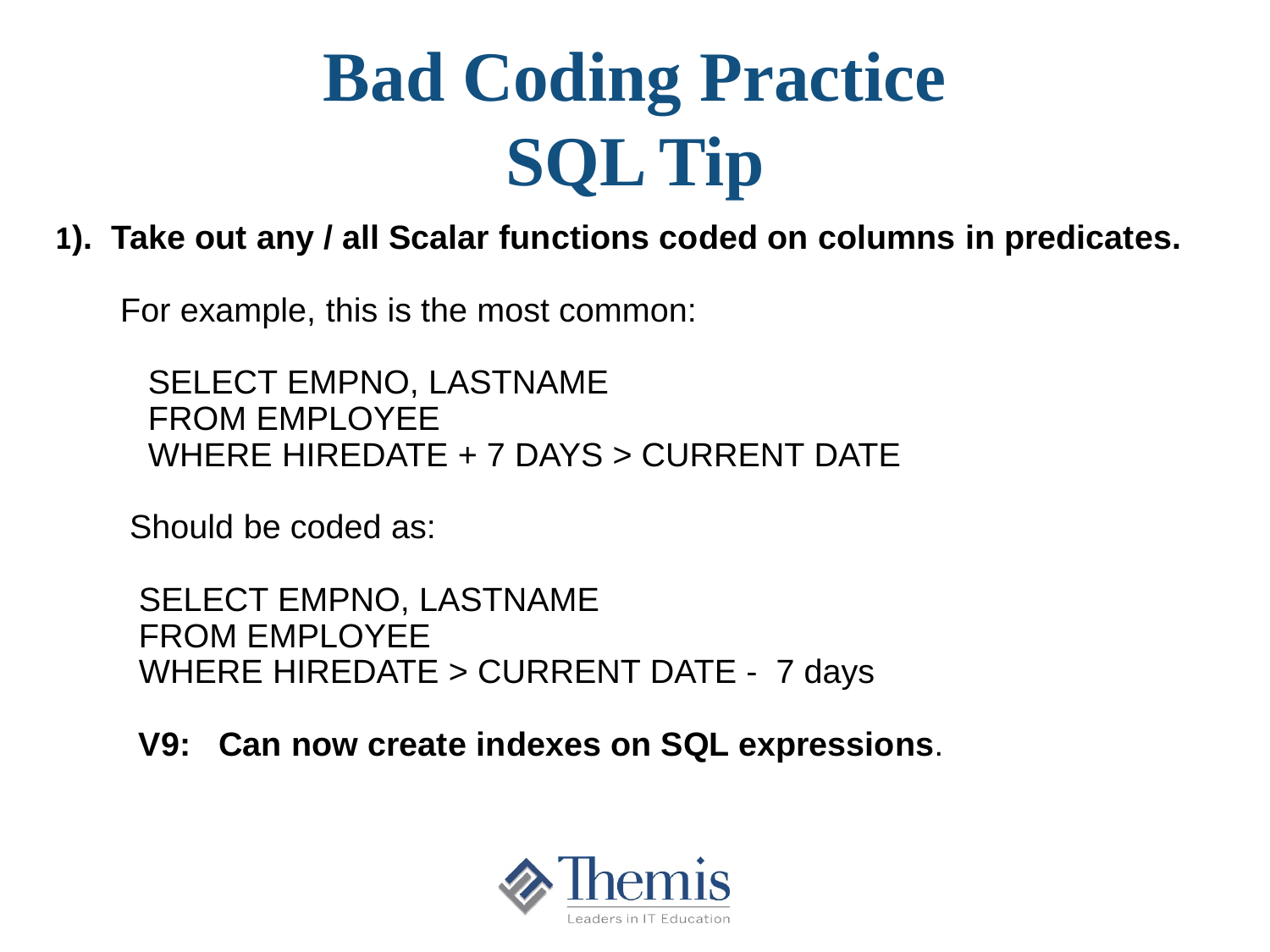# Bad Coding Practice
# SQL Tip

**1). Take out any / all Scalar functions coded on columns in predicates.**

For example, this is the most common:

```
SELECT EMPNO, LASTNAME
FROM EMPLOYEE
WHERE HIREDATE + 7 DAYS > CURRENT DATE
```

Should be coded as:

```
SELECT EMPNO, LASTNAME
FROM EMPLOYEE
WHERE HIREDATE > CURRENT DATE -  7 days
```

**V9: Can now create indexes on SQL expressions**.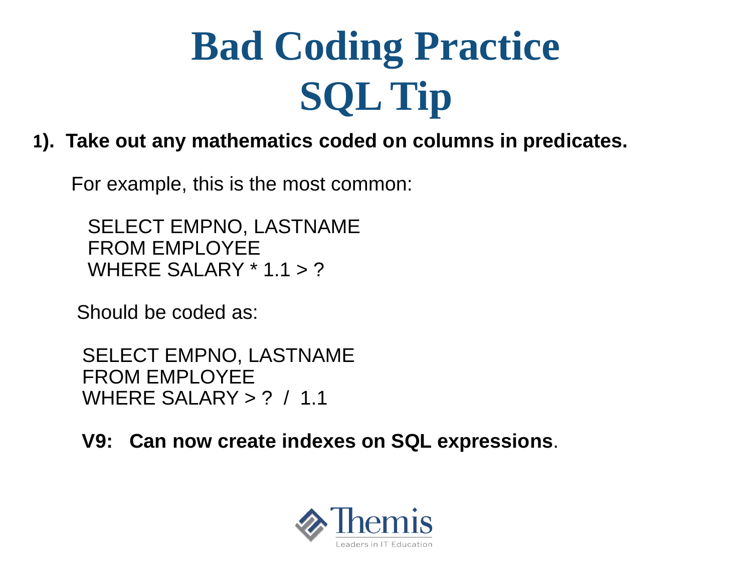# Bad Coding Practice SQL Tip

**1). Take out any mathematics coded on columns in predicates.**

For example, this is the most common:

```
SELECT EMPNO, LASTNAME
FROM EMPLOYEE
WHERE SALARY * 1.1 > ?
```

Should be coded as:

```
SELECT EMPNO, LASTNAME
FROM EMPLOYEE
WHERE SALARY > ?  /  1.1
```

**V9: Can now create indexes on SQL expressions**.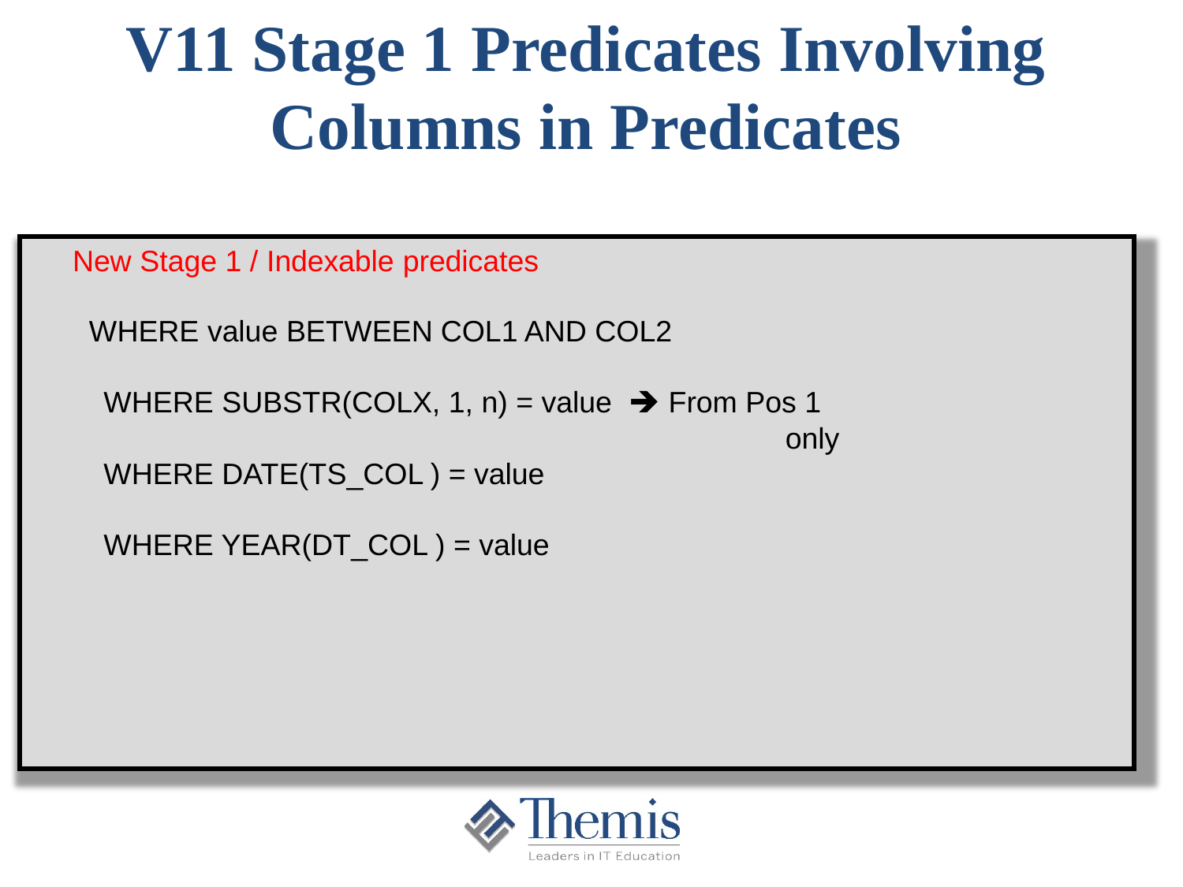# V11 Stage 1 Predicates Involving Columns in Predicates

New Stage 1 / Indexable predicates

WHERE value BETWEEN COL1 AND COL2

WHERE SUBSTR(COLX, 1, n) = value ➔ From Pos 1 only

WHERE DATE(TS_COL ) = value

WHERE YEAR(DT_COL ) = value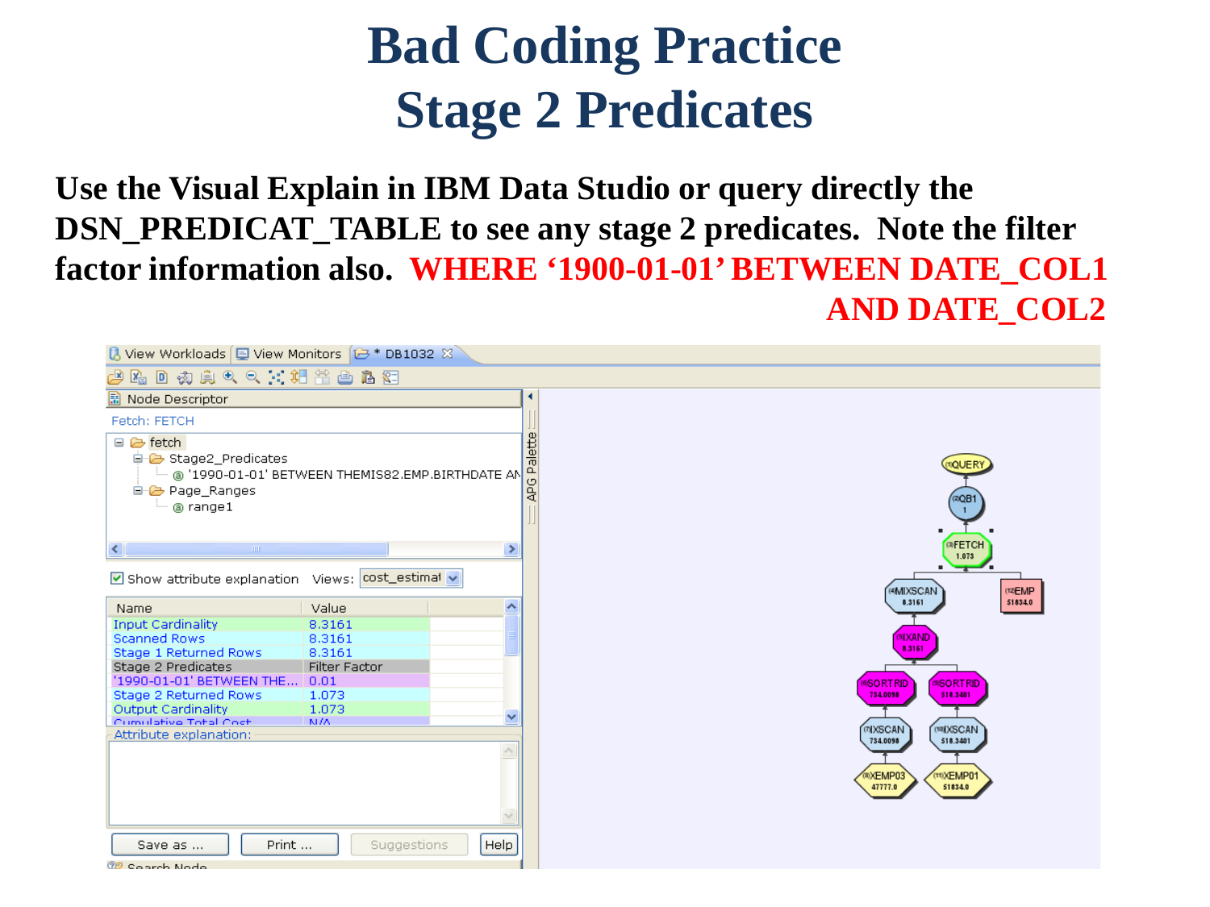# Bad Coding Practice
# Stage 2 Predicates

**Use the Visual Explain in IBM Data Studio or query directly the DSN_PREDICAT_TABLE to see any stage 2 predicates. Note the filter factor information also. WHERE '1900-01-01' BETWEEN DATE_COL1 AND DATE_COL2**

View Workloads | View Monitors | * DB1032

Node Descriptor

Fetch: FETCH

- fetch
  - Stage2_Predicates
    - '1990-01-01' BETWEEN THEMIS82.EMP.BIRTHDATE AN
  - Page_Ranges
    - range1

Show attribute explanation Views: cost_estimat

| Name | Value |
|---|---|
| Input Cardinality | 8.3161 |
| Scanned Rows | 8.3161 |
| Stage 1 Returned Rows | 8.3161 |
| Stage 2 Predicates | Filter Factor |
| '1990-01-01' BETWEEN THE... | 0.01 |
| Stage 2 Returned Rows | 1.073 |
| Output Cardinality | 1.073 |
| Cumulative Total Cost | N/A |

Attribute explanation:

Save as ... | Print ... | Suggestions | Help

Search Node

APG Palette

(1)QUERY
(2)QB1 1
(3)FETCH 1.073
(4)MIXSCAN 8.3161
(12)EMP 51834.0
(5)IXAND 8.3161
(6)SORTRID 734.0098
(9)SORTRID 518.3401
(7)IXSCAN 734.0098
(10)IXSCAN 518.3401
(8)XEMP03 47777.0
(11)XEMP01 51834.0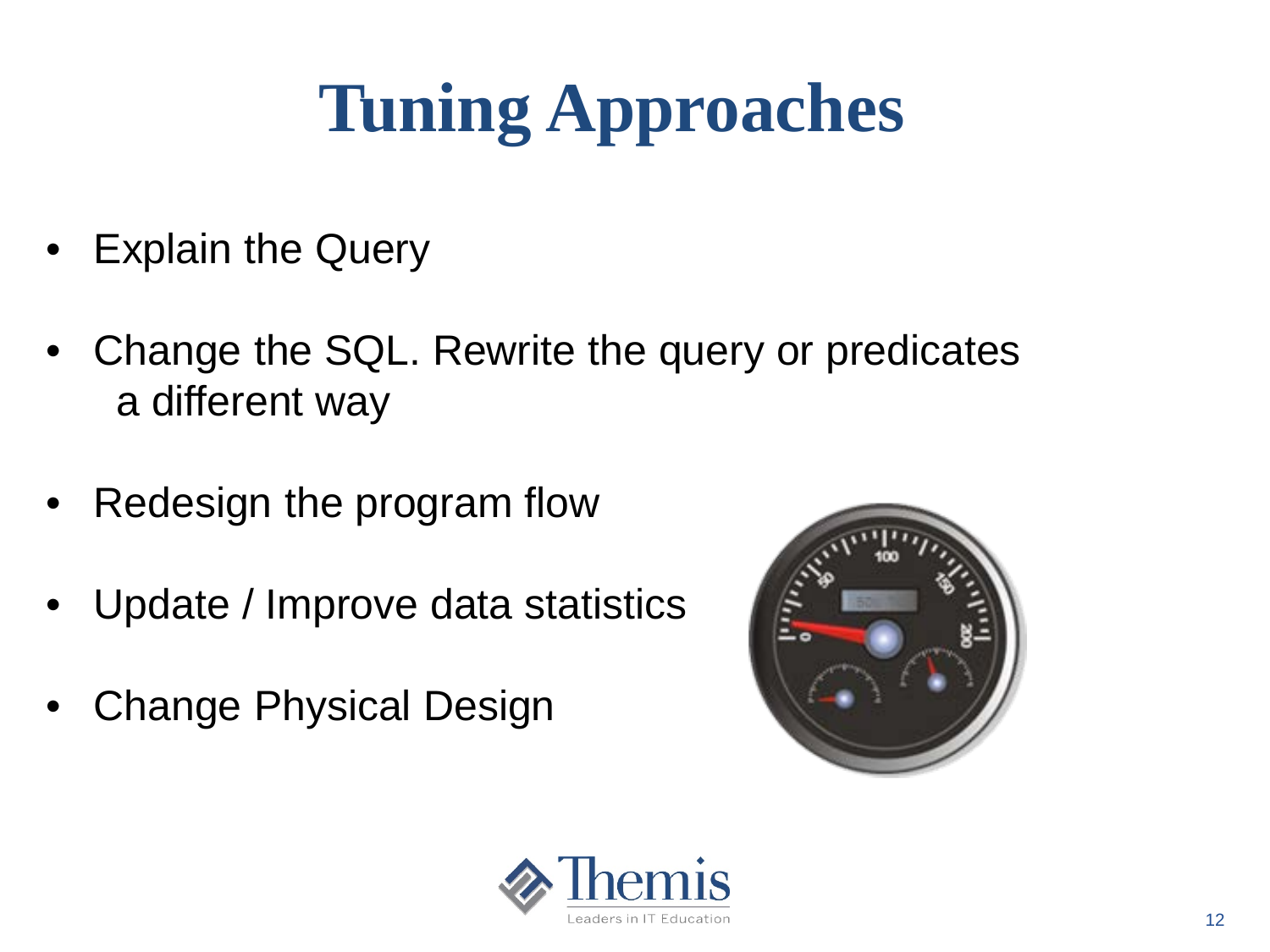# Tuning Approaches

- Explain the Query
- Change the SQL. Rewrite the query or predicates a different way
- Redesign the program flow
- Update / Improve data statistics
- Change Physical Design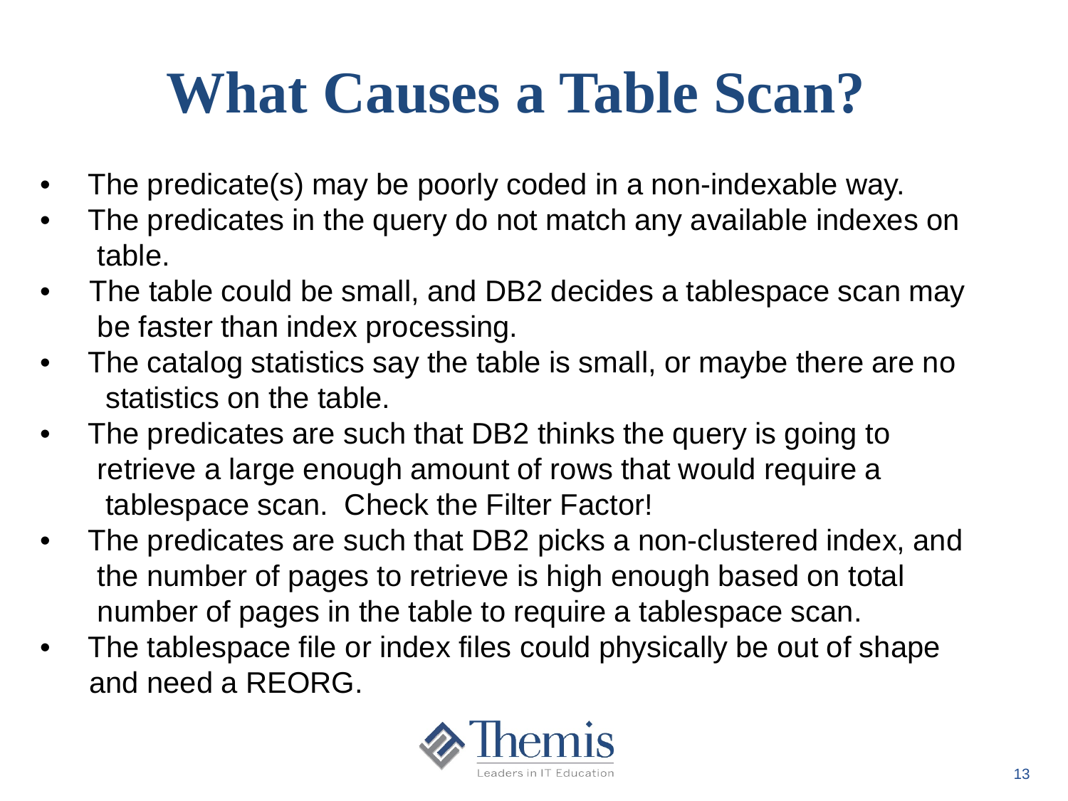# What Causes a Table Scan?

- The predicate(s) may be poorly coded in a non-indexable way.
- The predicates in the query do not match any available indexes on table.
- The table could be small, and DB2 decides a tablespace scan may be faster than index processing.
- The catalog statistics say the table is small, or maybe there are no statistics on the table.
- The predicates are such that DB2 thinks the query is going to retrieve a large enough amount of rows that would require a tablespace scan. Check the Filter Factor!
- The predicates are such that DB2 picks a non-clustered index, and the number of pages to retrieve is high enough based on total number of pages in the table to require a tablespace scan.
- The tablespace file or index files could physically be out of shape and need a REORG.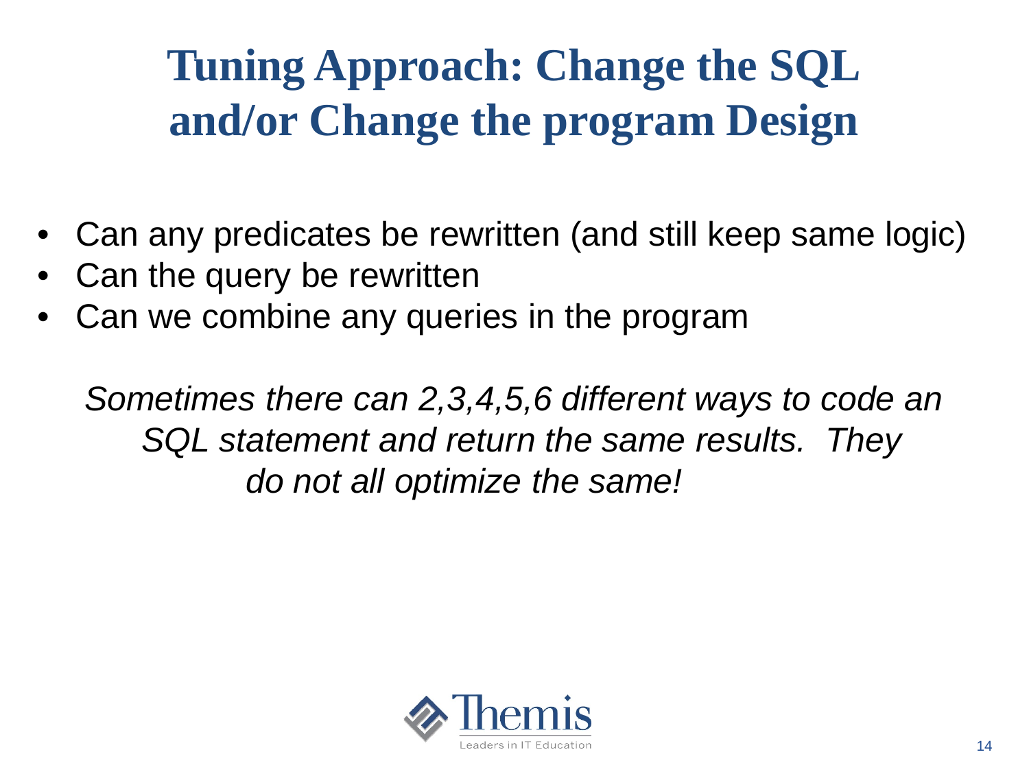# Tuning Approach: Change the SQL and/or Change the program Design

- Can any predicates be rewritten (and still keep same logic)
- Can the query be rewritten
- Can we combine any queries in the program

*Sometimes there can 2,3,4,5,6 different ways to code an SQL statement and return the same results. They do not all optimize the same!*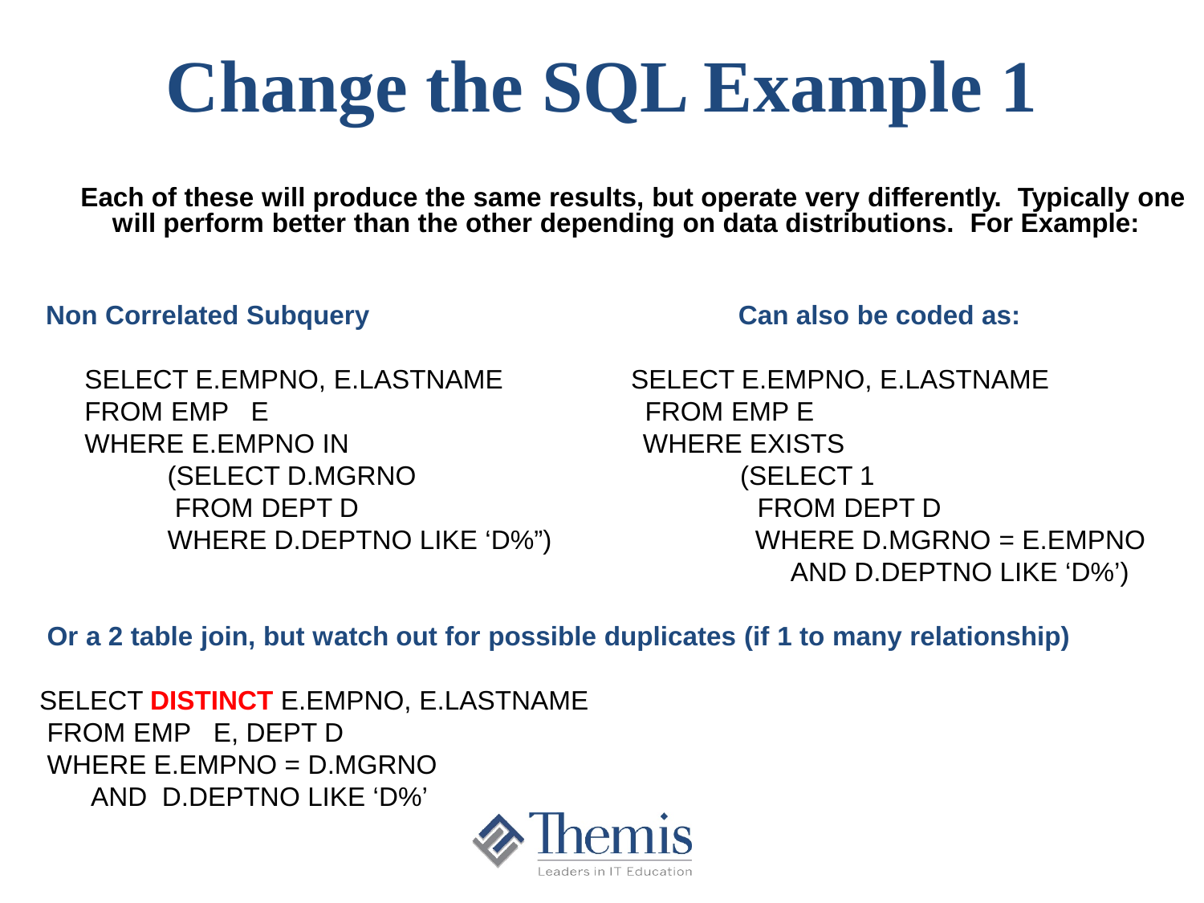# Change the SQL Example 1

**Each of these will produce the same results, but operate very differently. Typically one will perform better than the other depending on data distributions. For Example:**

### Non Correlated Subquery

```
SELECT E.EMPNO, E.LASTNAME
FROM EMP   E
WHERE E.EMPNO IN
        (SELECT D.MGRNO
         FROM DEPT D
        WHERE D.DEPTNO LIKE 'D%")
```

### Can also be coded as:

```
SELECT E.EMPNO, E.LASTNAME
 FROM EMP E
 WHERE EXISTS
        (SELECT 1
          FROM DEPT D
         WHERE D.MGRNO = E.EMPNO
            AND D.DEPTNO LIKE 'D%')
```

### Or a 2 table join, but watch out for possible duplicates (if 1 to many relationship)

```
SELECT DISTINCT E.EMPNO, E.LASTNAME
 FROM EMP   E, DEPT D
 WHERE E.EMPNO = D.MGRNO
     AND  D.DEPTNO LIKE 'D%'
```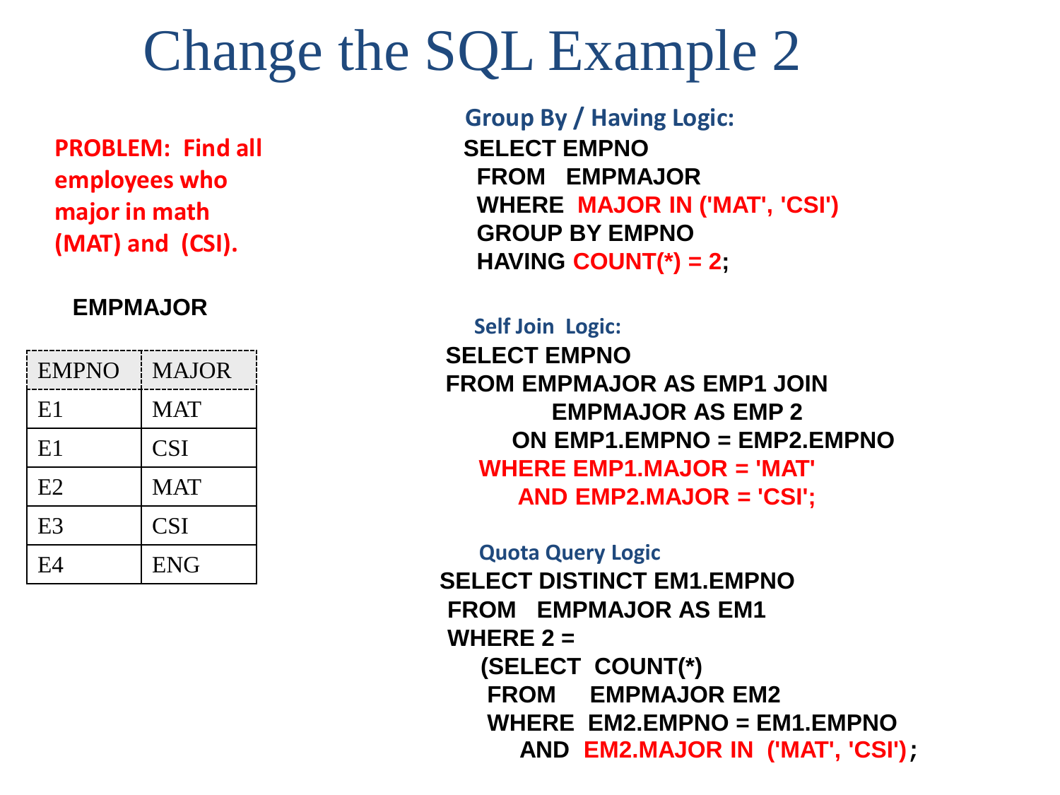# Change the SQL Example 2

**PROBLEM: Find all employees who major in math (MAT) and (CSI).**

**EMPMAJOR**

| EMPNO | MAJOR |
|---|---|
| E1 | MAT |
| E1 | CSI |
| E2 | MAT |
| E3 | CSI |
| E4 | ENG |

**Group By / Having Logic:**

```
SELECT EMPNO
  FROM   EMPMAJOR
  WHERE  MAJOR IN ('MAT', 'CSI')
  GROUP BY EMPNO
  HAVING COUNT(*) = 2;
```

**Self Join Logic:**

```
SELECT EMPNO
FROM EMPMAJOR AS EMP1 JOIN
        EMPMAJOR AS EMP 2
     ON EMP1.EMPNO = EMP2.EMPNO
  WHERE EMP1.MAJOR = 'MAT'
     AND EMP2.MAJOR = 'CSI';
```

**Quota Query Logic**

```
SELECT DISTINCT EM1.EMPNO
 FROM   EMPMAJOR AS EM1
 WHERE 2 =
    (SELECT  COUNT(*)
     FROM     EMPMAJOR EM2
     WHERE  EM2.EMPNO = EM1.EMPNO
        AND  EM2.MAJOR IN  ('MAT', 'CSI');
```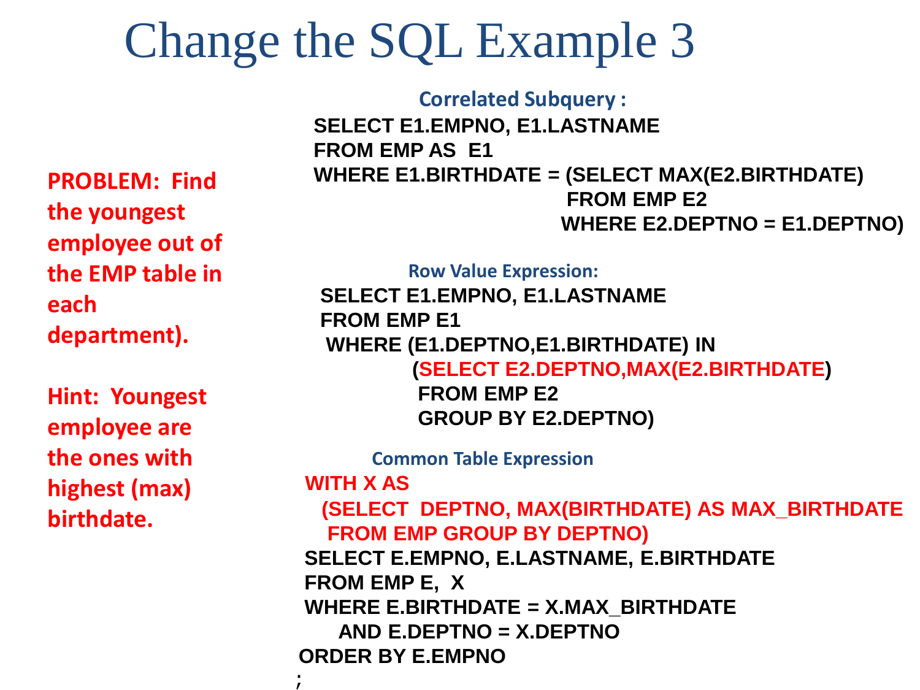# Change the SQL Example 3

**PROBLEM: Find the youngest employee out of the EMP table in each department).**

**Hint: Youngest employee are the ones with highest (max) birthdate.**

**Correlated Subquery :**

```
SELECT E1.EMPNO, E1.LASTNAME
FROM EMP AS  E1
WHERE E1.BIRTHDATE = (SELECT MAX(E2.BIRTHDATE)
                      FROM EMP E2
                      WHERE E2.DEPTNO = E1.DEPTNO)
```

**Row Value Expression:**

```
SELECT E1.EMPNO, E1.LASTNAME
FROM EMP E1
 WHERE (E1.DEPTNO,E1.BIRTHDATE) IN
          (SELECT E2.DEPTNO,MAX(E2.BIRTHDATE)
           FROM EMP E2
           GROUP BY E2.DEPTNO)
```

**Common Table Expression**

```
WITH X AS
  (SELECT  DEPTNO, MAX(BIRTHDATE) AS MAX_BIRTHDATE
   FROM EMP GROUP BY DEPTNO)
SELECT E.EMPNO, E.LASTNAME, E.BIRTHDATE
FROM EMP E,  X
WHERE E.BIRTHDATE = X.MAX_BIRTHDATE
     AND E.DEPTNO = X.DEPTNO
ORDER BY E.EMPNO
;
```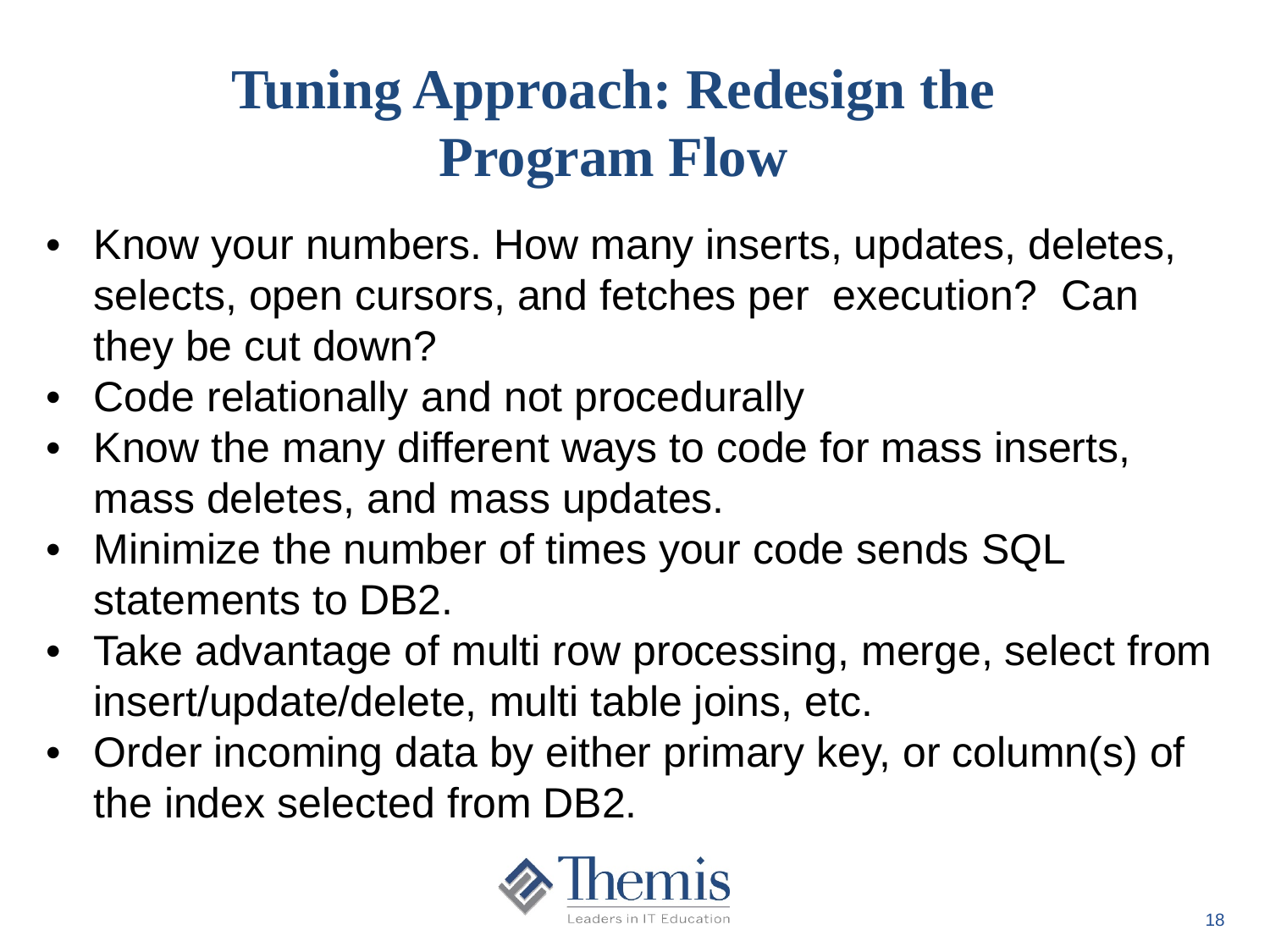# Tuning Approach: Redesign the Program Flow

- Know your numbers. How many inserts, updates, deletes, selects, open cursors, and fetches per execution? Can they be cut down?
- Code relationally and not procedurally
- Know the many different ways to code for mass inserts, mass deletes, and mass updates.
- Minimize the number of times your code sends SQL statements to DB2.
- Take advantage of multi row processing, merge, select from insert/update/delete, multi table joins, etc.
- Order incoming data by either primary key, or column(s) of the index selected from DB2.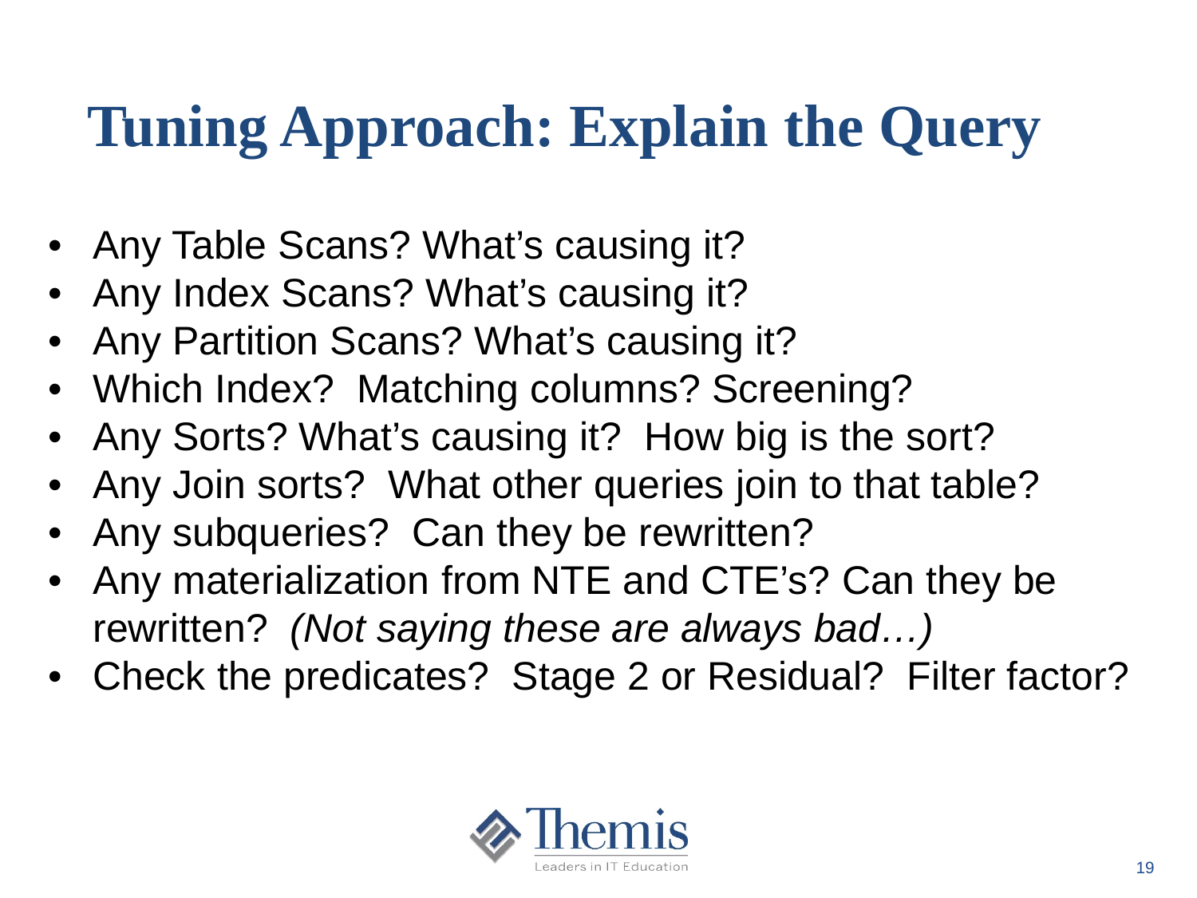# Tuning Approach: Explain the Query

- Any Table Scans? What's causing it?
- Any Index Scans? What's causing it?
- Any Partition Scans? What's causing it?
- Which Index? Matching columns? Screening?
- Any Sorts? What's causing it? How big is the sort?
- Any Join sorts? What other queries join to that table?
- Any subqueries? Can they be rewritten?
- Any materialization from NTE and CTE's? Can they be rewritten? *(Not saying these are always bad…)*
- Check the predicates? Stage 2 or Residual? Filter factor?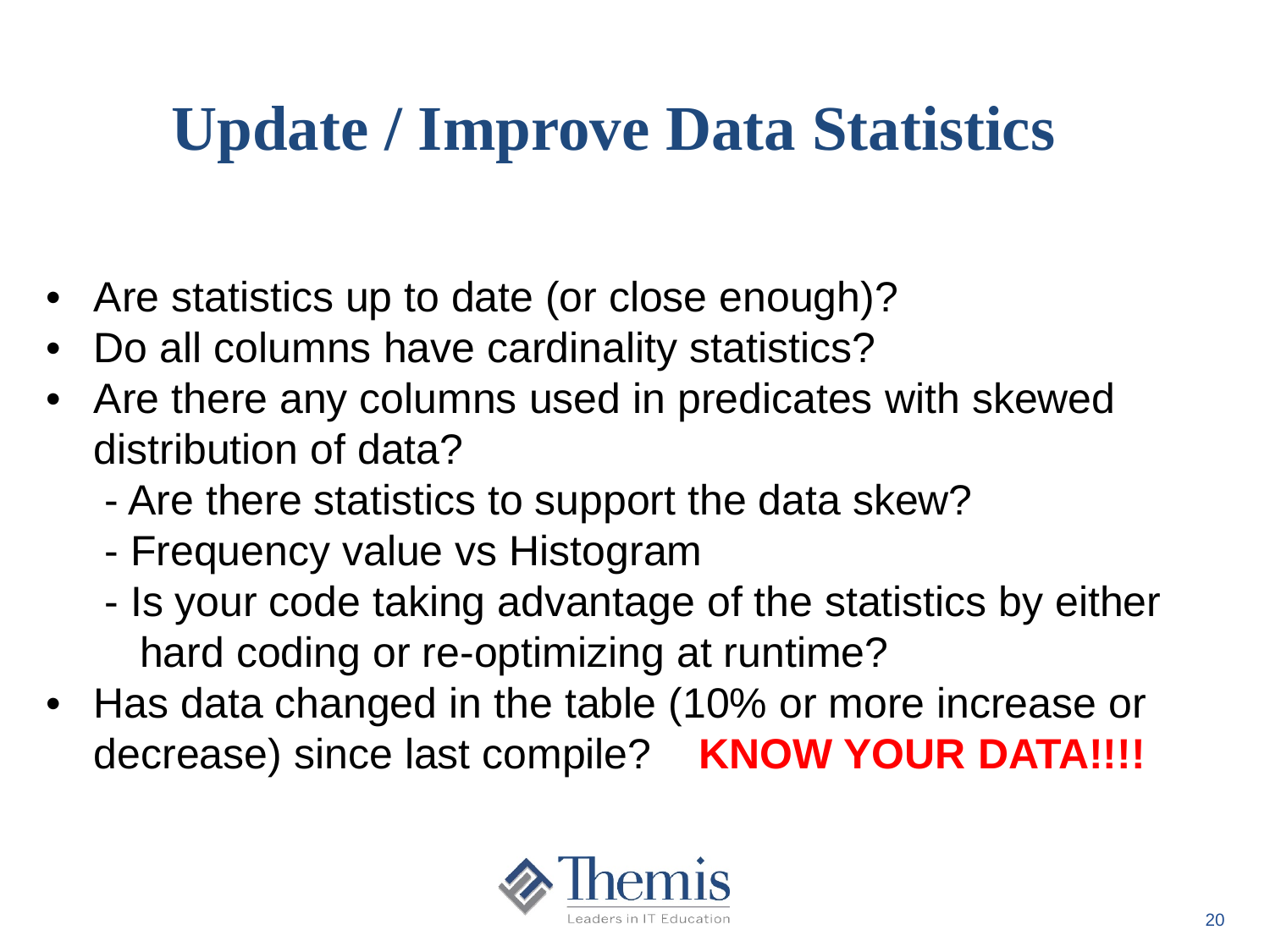# Update / Improve Data Statistics

- Are statistics up to date (or close enough)?
- Do all columns have cardinality statistics?
- Are there any columns used in predicates with skewed distribution of data?
  - Are there statistics to support the data skew?
  - Frequency value vs Histogram
  - Is your code taking advantage of the statistics by either hard coding or re-optimizing at runtime?
- Has data changed in the table (10% or more increase or decrease) since last compile? **KNOW YOUR DATA!!!!**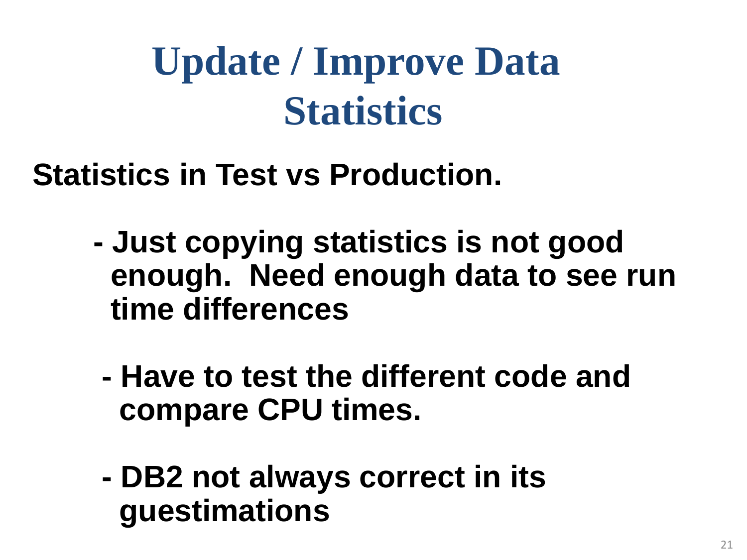# Update / Improve Data Statistics

**Statistics in Test vs Production.**

- **Just copying statistics is not good enough. Need enough data to see run time differences**
- **Have to test the different code and compare CPU times.**
- **DB2 not always correct in its guestimations**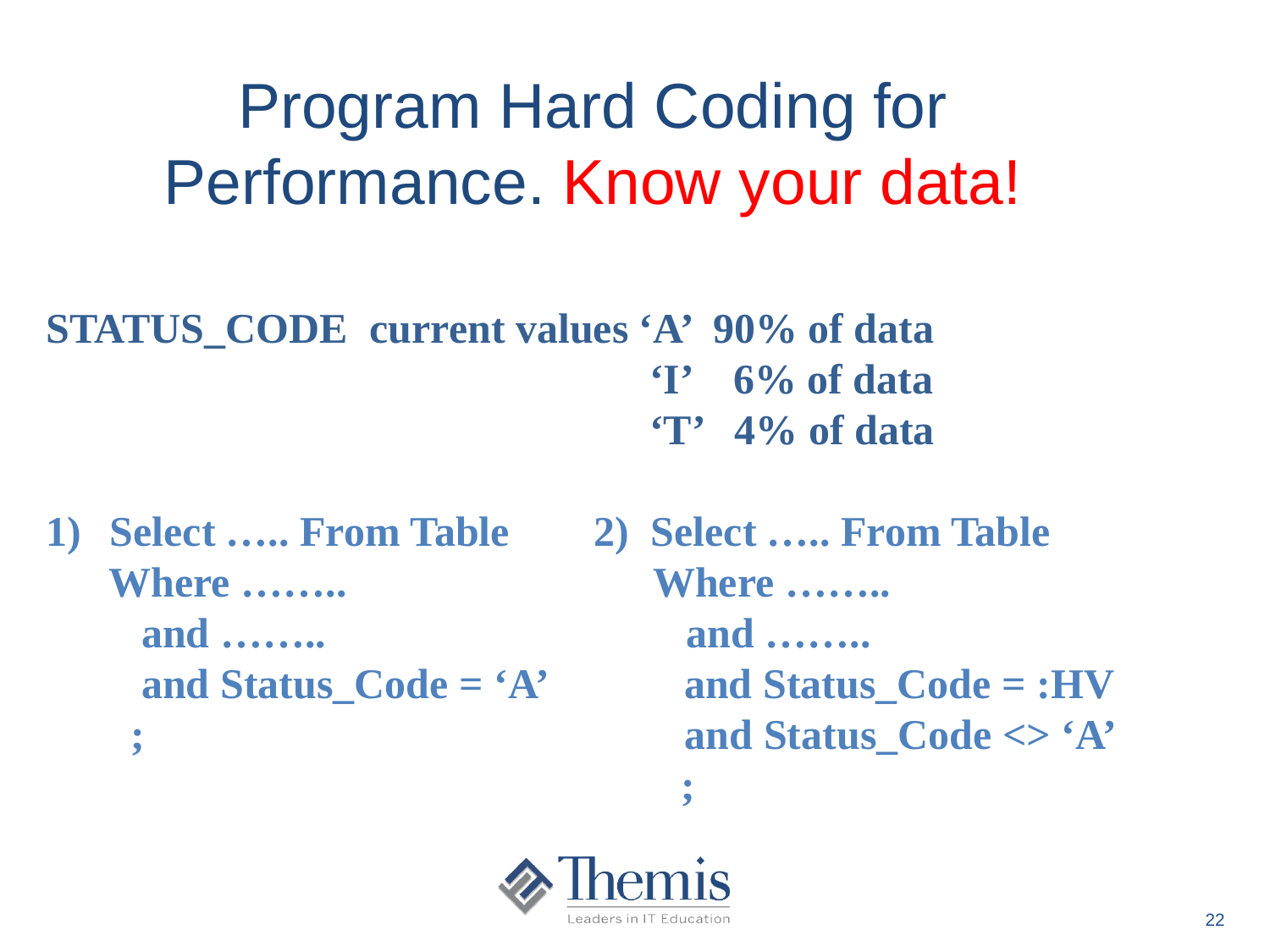# Program Hard Coding for Performance. Know your data!

**STATUS_CODE current values 'A' 90% of data**
**'I' 6% of data**
**'T' 4% of data**

1)
```
Select ….. From Table
Where ……..
  and ……..
  and Status_Code = 'A'
;
```

2)
```
Select ….. From Table
Where ……..
  and ……..
  and Status_Code = :HV
  and Status_Code <> 'A'
;
```

Themis
Leaders in IT Education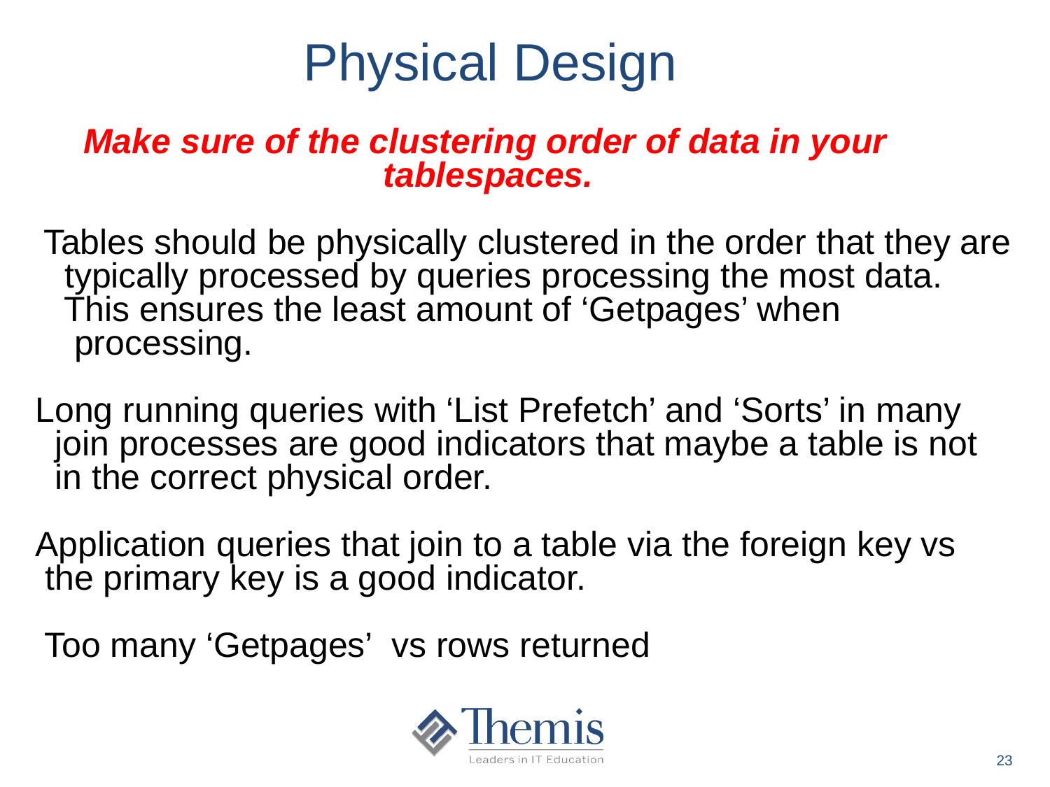# Physical Design

***Make sure of the clustering order of data in your tablespaces.***

Tables should be physically clustered in the order that they are typically processed by queries processing the most data. This ensures the least amount of ‘Getpages’ when processing.

Long running queries with ‘List Prefetch’ and ‘Sorts’ in many join processes are good indicators that maybe a table is not in the correct physical order.

Application queries that join to a table via the foreign key vs the primary key is a good indicator.

Too many ‘Getpages’ vs rows returned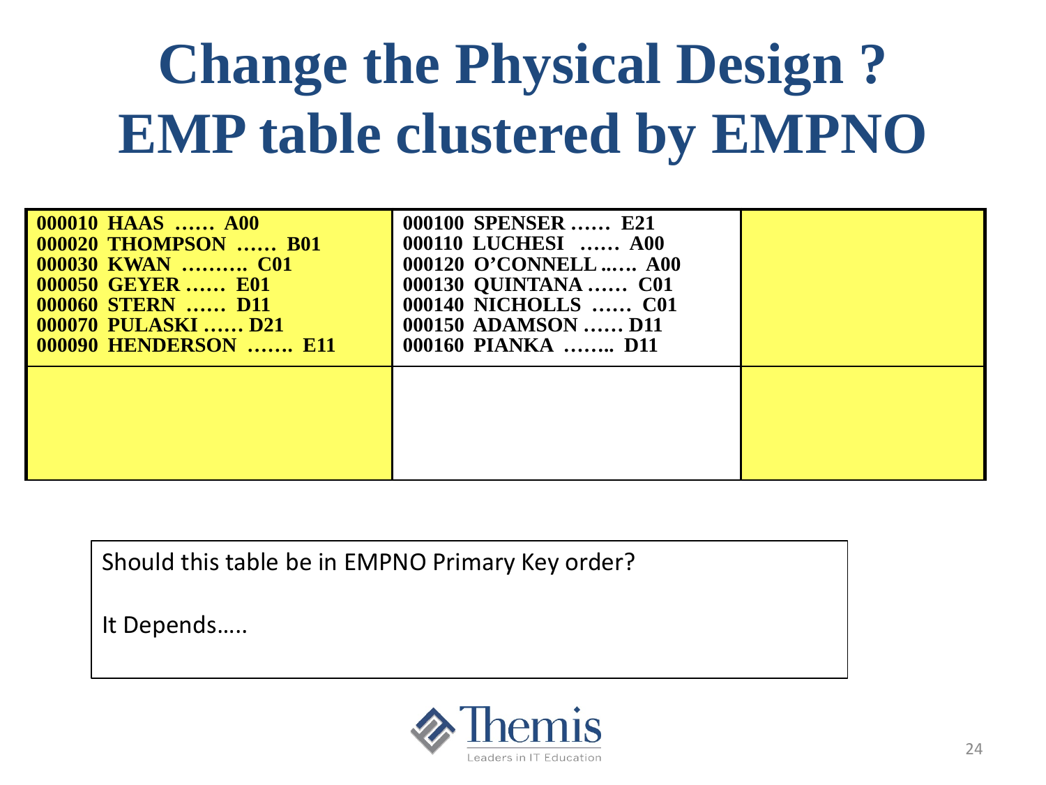# Change the Physical Design ? EMP table clustered by EMPNO

| | | |
|---|---|---|
| 000010 HAAS …… A00<br>000020 THOMPSON …… B01<br>000030 KWAN ………. C01<br>000050 GEYER …… E01<br>000060 STERN …… D11<br>000070 PULASKI …… D21<br>000090 HENDERSON ……. E11 | 000100 SPENSER …… E21<br>000110 LUCHESI …… A00<br>000120 O'CONNELL ..…. A00<br>000130 QUINTANA …… C01<br>000140 NICHOLLS …… C01<br>000150 ADAMSON …… D11<br>000160 PIANKA …….. D11 | |
| | | |

Should this table be in EMPNO Primary Key order?

It Depends…..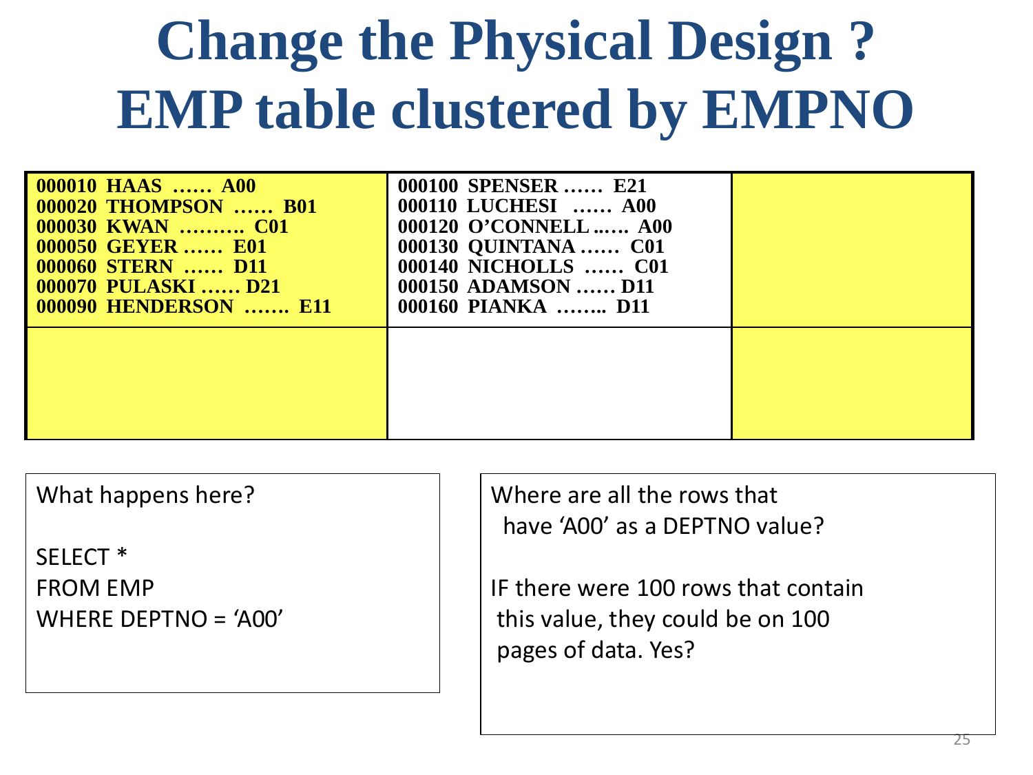# Change the Physical Design ? EMP table clustered by EMPNO

| | | |
|---|---|---|
| 000010 HAAS …… A00<br>000020 THOMPSON …… B01<br>000030 KWAN ………. C01<br>000050 GEYER …… E01<br>000060 STERN …… D11<br>000070 PULASKI …… D21<br>000090 HENDERSON ……. E11 | 000100 SPENSER …… E21<br>000110 LUCHESI …… A00<br>000120 O'CONNELL ..…. A00<br>000130 QUINTANA …… C01<br>000140 NICHOLLS …… C01<br>000150 ADAMSON …… D11<br>000160 PIANKA …….. D11 | |
| | | |

What happens here?

```
SELECT *
FROM EMP
WHERE DEPTNO = 'A00'
```

Where are all the rows that have 'A00' as a DEPTNO value?

IF there were 100 rows that contain this value, they could be on 100 pages of data. Yes?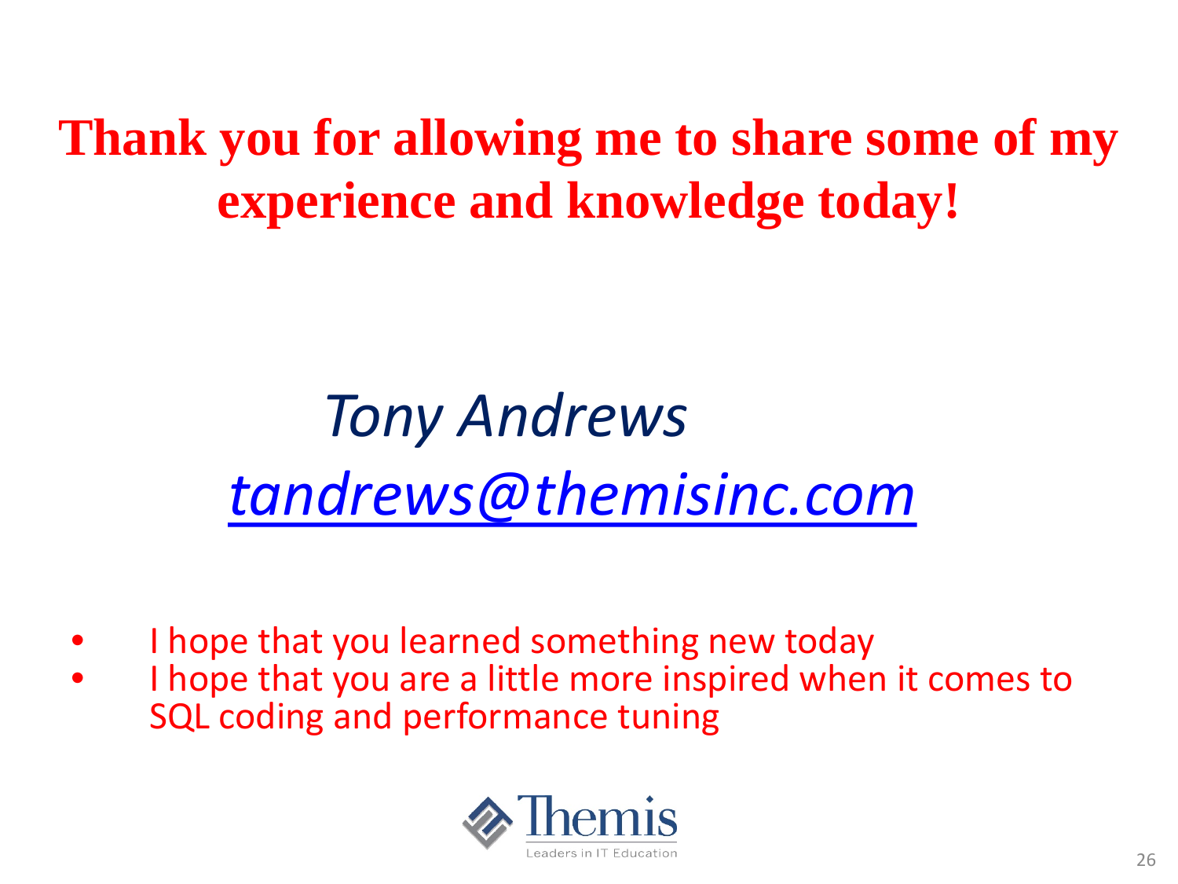# Thank you for allowing me to share some of my experience and knowledge today!

*Tony Andrews*

*[tandrews@themisinc.com](mailto:tandrews@themisinc.com)*

- I hope that you learned something new today
- I hope that you are a little more inspired when it comes to SQL coding and performance tuning

Themis
Leaders in IT Education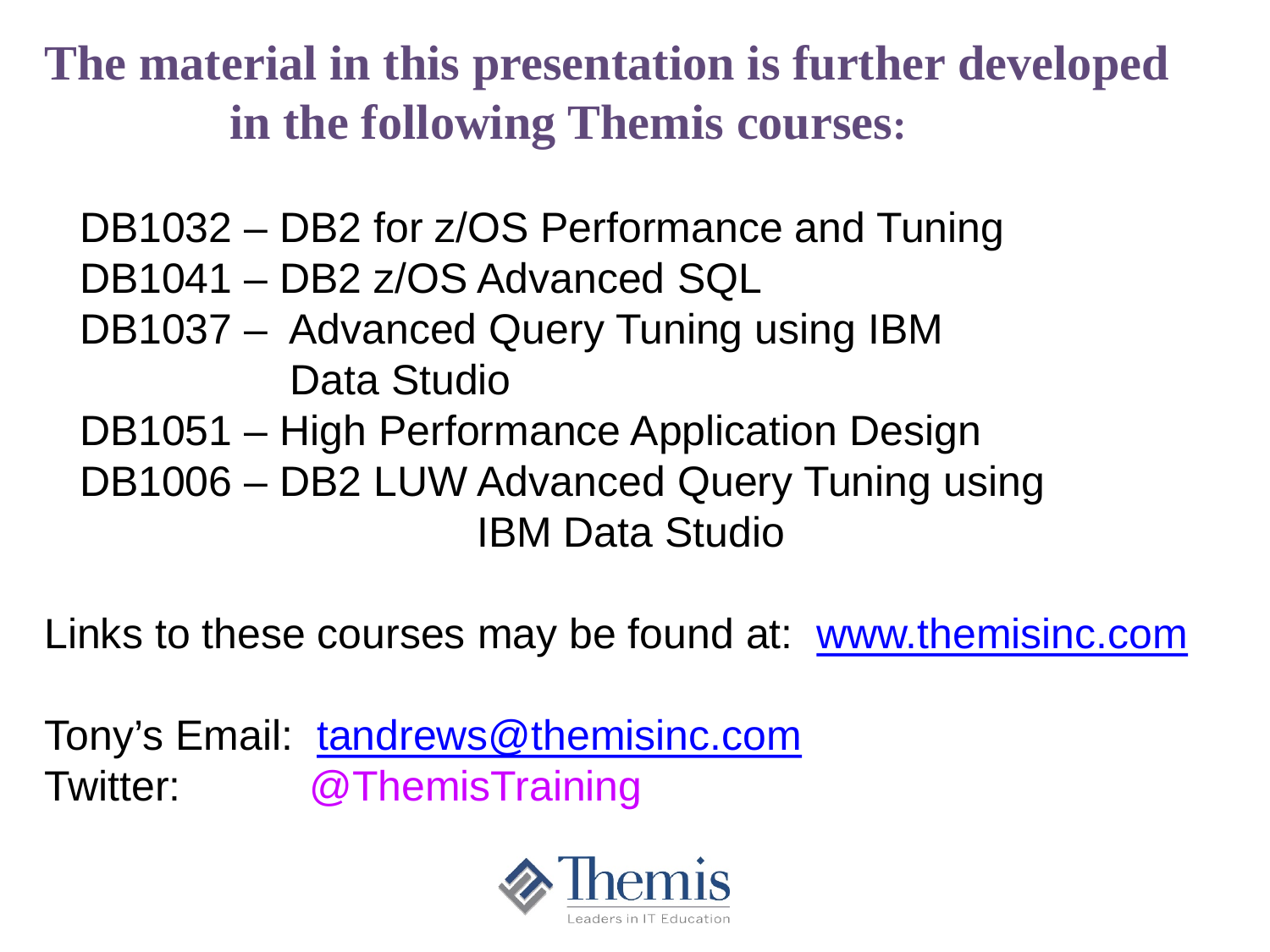# The material in this presentation is further developed in the following Themis courses:

- DB1032 – DB2 for z/OS Performance and Tuning
- DB1041 – DB2 z/OS Advanced SQL
- DB1037 – Advanced Query Tuning using IBM Data Studio
- DB1051 – High Performance Application Design
- DB1006 – DB2 LUW Advanced Query Tuning using IBM Data Studio

Links to these courses may be found at: www.themisinc.com

Tony's Email: tandrews@themisinc.com
Twitter: @ThemisTraining

Themis
Leaders in IT Education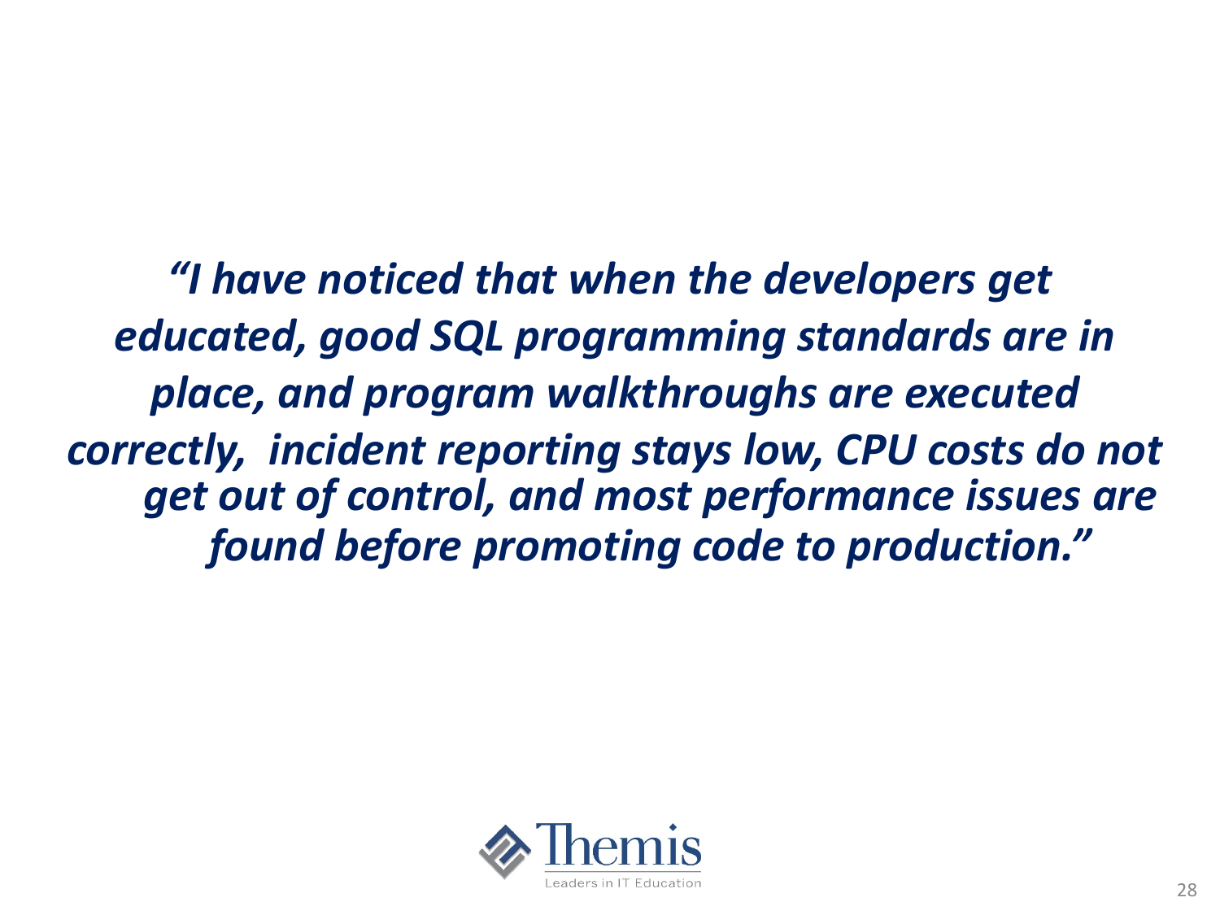***"I have noticed that when the developers get educated, good SQL programming standards are in place, and program walkthroughs are executed correctly, incident reporting stays low, CPU costs do not get out of control, and most performance issues are found before promoting code to production."***

Themis
Leaders in IT Education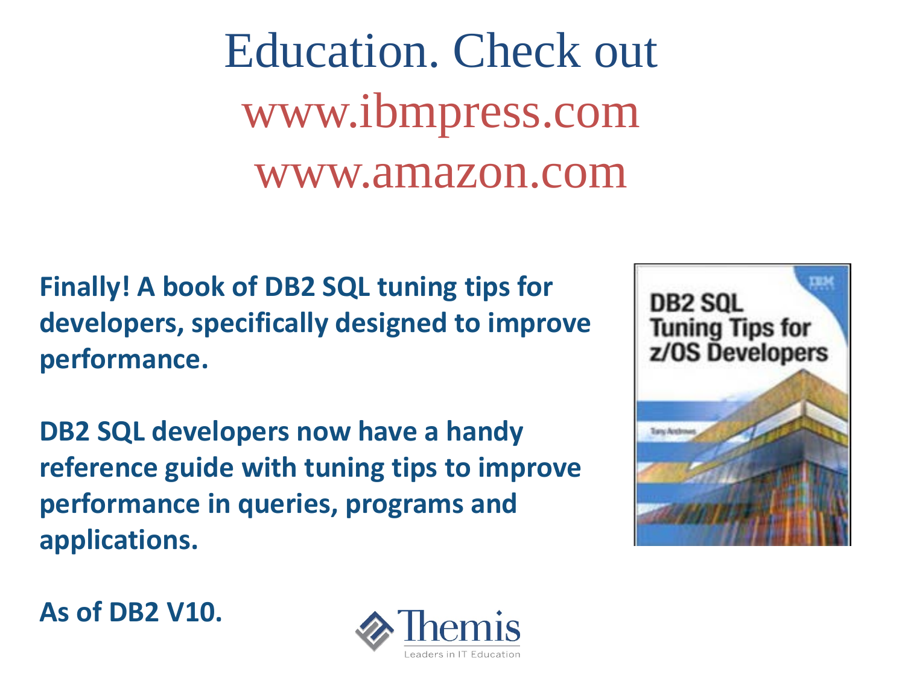# Education. Check out www.ibmpress.com www.amazon.com

**Finally! A book of DB2 SQL tuning tips for developers, specifically designed to improve performance.**

**DB2 SQL developers now have a handy reference guide with tuning tips to improve performance in queries, programs and applications.**

**As of DB2 V10.**

Themis
Leaders in IT Education